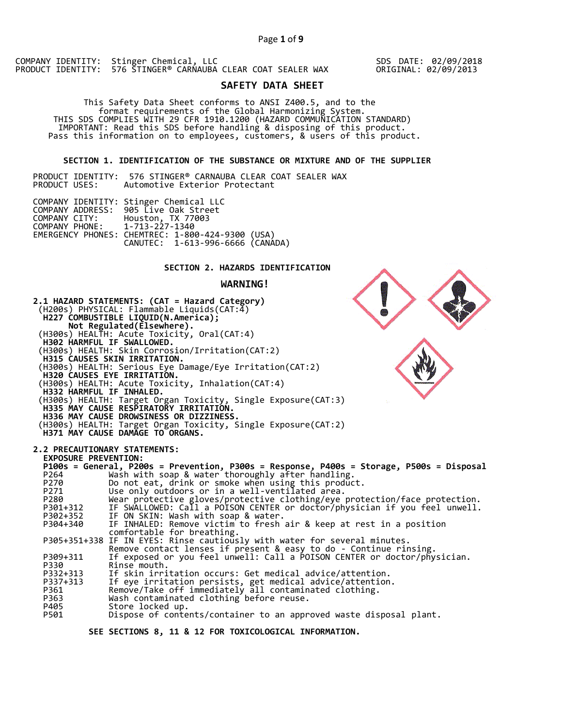COMPANY IDENTITY: Stinger Chemical, LLC
PRODUCT IDENTITY: 576 STINGER® CARNAUBA CLEAR COAT SEALER WAX

SDS DATE: 02/09/2018
ORIGINAL: 02/09/2013

# SAFETY DATA SHEET

This Safety Data Sheet conforms to ANSI Z400.5, and to the format requirements of the Global Harmonizing System.
THIS SDS COMPLIES WITH 29 CFR 1910.1200 (HAZARD COMMUNICATION STANDARD)
IMPORTANT: Read this SDS before handling & disposing of this product.
Pass this information on to employees, customers, & users of this product.

## SECTION 1. IDENTIFICATION OF THE SUBSTANCE OR MIXTURE AND OF THE SUPPLIER

PRODUCT IDENTITY: 576 STINGER® CARNAUBA CLEAR COAT SEALER WAX
PRODUCT USES: Automotive Exterior Protectant

COMPANY IDENTITY: Stinger Chemical LLC
COMPANY ADDRESS: 905 Live Oak Street
COMPANY CITY: Houston, TX 77003
COMPANY PHONE: 1-713-227-1340
EMERGENCY PHONES: CHEMTREC: 1-800-424-9300 (USA)
CANUTEC: 1-613-996-6666 (CANADA)

## SECTION 2. HAZARDS IDENTIFICATION

**WARNING!**

**2.1 HAZARD STATEMENTS: (CAT = Hazard Category)**

(H200s) PHYSICAL: Flammable Liquids(CAT:4)
**H227 COMBUSTIBLE LIQUID(N.America);**
**Not Regulated(Elsewhere).**
(H300s) HEALTH: Acute Toxicity, Oral(CAT:4)
**H302 HARMFUL IF SWALLOWED.**
(H300s) HEALTH: Skin Corrosion/Irritation(CAT:2)
**H315 CAUSES SKIN IRRITATION.**
(H300s) HEALTH: Serious Eye Damage/Eye Irritation(CAT:2)
**H320 CAUSES EYE IRRITATION.**
(H300s) HEALTH: Acute Toxicity, Inhalation(CAT:4)
**H332 HARMFUL IF INHALED.**
(H300s) HEALTH: Target Organ Toxicity, Single Exposure(CAT:3)
**H335 MAY CAUSE RESPIRATORY IRRITATION.**
**H336 MAY CAUSE DROWSINESS OR DIZZINESS.**
(H300s) HEALTH: Target Organ Toxicity, Single Exposure(CAT:2)
**H371 MAY CAUSE DAMAGE TO ORGANS.**

**2.2 PRECAUTIONARY STATEMENTS:**

**EXPOSURE PREVENTION:**

**P100s = General, P200s = Prevention, P300s = Response, P400s = Storage, P500s = Disposal**

| Code | Statement |
|---|---|
| P264 | Wash with soap & water thoroughly after handling. |
| P270 | Do not eat, drink or smoke when using this product. |
| P271 | Use only outdoors or in a well-ventilated area. |
| P280 | Wear protective gloves/protective clothing/eye protection/face protection. |
| P301+312 | IF SWALLOWED: Call a POISON CENTER or doctor/physician if you feel unwell. |
| P302+352 | IF ON SKIN: Wash with soap & water. |
| P304+340 | IF INHALED: Remove victim to fresh air & keep at rest in a position comfortable for breathing. |
| P305+351+338 | IF IN EYES: Rinse cautiously with water for several minutes. Remove contact lenses if present & easy to do - Continue rinsing. |
| P309+311 | If exposed or you feel unwell: Call a POISON CENTER or doctor/physician. |
| P330 | Rinse mouth. |
| P332+313 | If skin irritation occurs: Get medical advice/attention. |
| P337+313 | If eye irritation persists, get medical advice/attention. |
| P361 | Remove/Take off immediately all contaminated clothing. |
| P363 | Wash contaminated clothing before reuse. |
| P405 | Store locked up. |
| P501 | Dispose of contents/container to an approved waste disposal plant. |

**SEE SECTIONS 8, 11 & 12 FOR TOXICOLOGICAL INFORMATION.**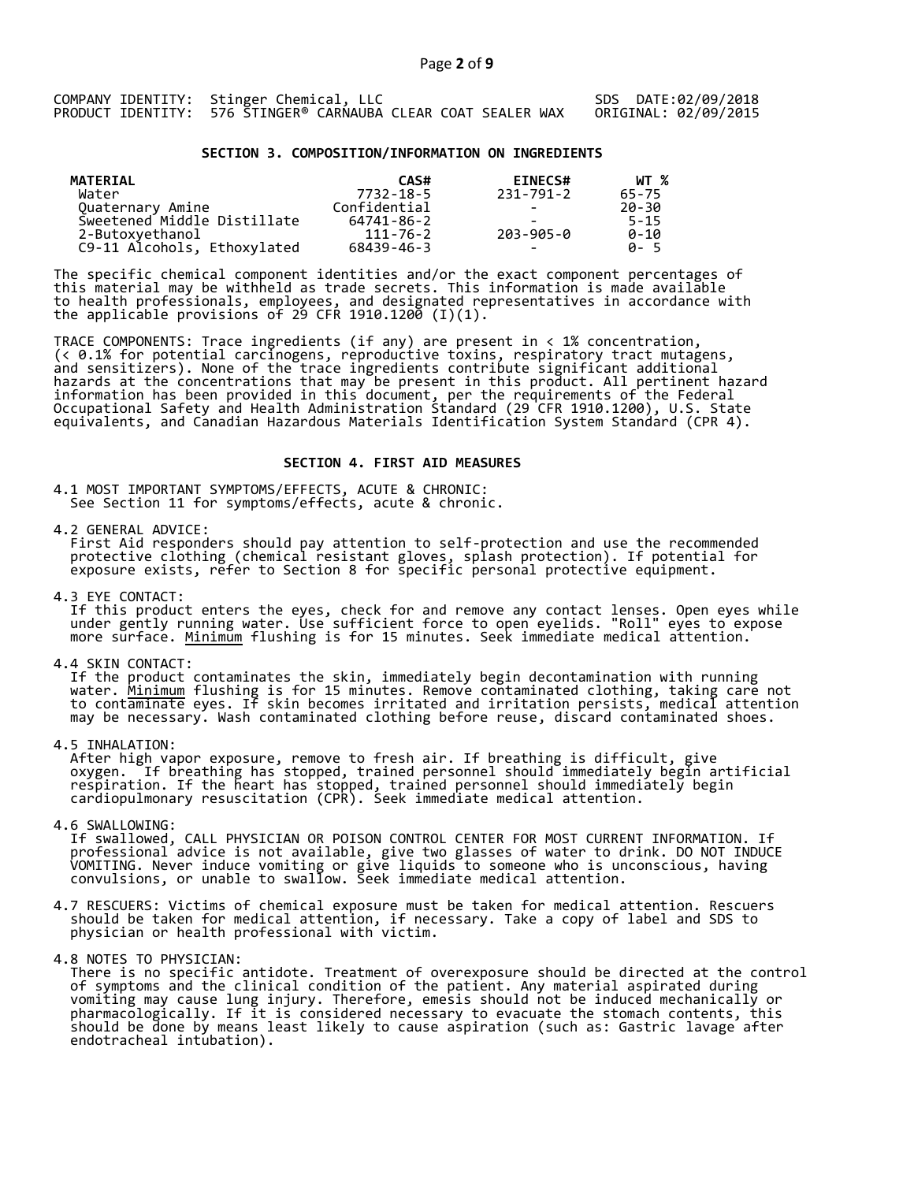COMPANY IDENTITY: Stinger Chemical, LLC SDS DATE:02/09/2018
PRODUCT IDENTITY: 576 STINGER® CARNAUBA CLEAR COAT SEALER WAX ORIGINAL: 02/09/2015

## SECTION 3. COMPOSITION/INFORMATION ON INGREDIENTS

| MATERIAL | CAS# | EINECS# | WT % |
|---|---|---|---|
| Water | 7732-18-5 | 231-791-2 | 65-75 |
| Quaternary Amine | Confidential | - | 20-30 |
| Sweetened Middle Distillate | 64741-86-2 | - | 5-15 |
| 2-Butoxyethanol | 111-76-2 | 203-905-0 | 0-10 |
| C9-11 Alcohols, Ethoxylated | 68439-46-3 | - | 0- 5 |

The specific chemical component identities and/or the exact component percentages of this material may be withheld as trade secrets. This information is made available to health professionals, employees, and designated representatives in accordance with the applicable provisions of 29 CFR 1910.1200 (I)(1).

TRACE COMPONENTS: Trace ingredients (if any) are present in < 1% concentration, (< 0.1% for potential carcinogens, reproductive toxins, respiratory tract mutagens, and sensitizers). None of the trace ingredients contribute significant additional hazards at the concentrations that may be present in this product. All pertinent hazard information has been provided in this document, per the requirements of the Federal Occupational Safety and Health Administration Standard (29 CFR 1910.1200), U.S. State equivalents, and Canadian Hazardous Materials Identification System Standard (CPR 4).

## SECTION 4. FIRST AID MEASURES

4.1 MOST IMPORTANT SYMPTOMS/EFFECTS, ACUTE & CHRONIC:
See Section 11 for symptoms/effects, acute & chronic.

4.2 GENERAL ADVICE:
First Aid responders should pay attention to self-protection and use the recommended protective clothing (chemical resistant gloves, splash protection). If potential for exposure exists, refer to Section 8 for specific personal protective equipment.

4.3 EYE CONTACT:
If this product enters the eyes, check for and remove any contact lenses. Open eyes while under gently running water. Use sufficient force to open eyelids. "Roll" eyes to expose more surface. Minimum flushing is for 15 minutes. Seek immediate medical attention.

4.4 SKIN CONTACT:
If the product contaminates the skin, immediately begin decontamination with running water. Minimum flushing is for 15 minutes. Remove contaminated clothing, taking care not to contaminate eyes. If skin becomes irritated and irritation persists, medical attention may be necessary. Wash contaminated clothing before reuse, discard contaminated shoes.

4.5 INHALATION:
After high vapor exposure, remove to fresh air. If breathing is difficult, give oxygen. If breathing has stopped, trained personnel should immediately begin artificial respiration. If the heart has stopped, trained personnel should immediately begin cardiopulmonary resuscitation (CPR). Seek immediate medical attention.

4.6 SWALLOWING:
If swallowed, CALL PHYSICIAN OR POISON CONTROL CENTER FOR MOST CURRENT INFORMATION. If professional advice is not available, give two glasses of water to drink. DO NOT INDUCE VOMITING. Never induce vomiting or give liquids to someone who is unconscious, having convulsions, or unable to swallow. Seek immediate medical attention.

4.7 RESCUERS: Victims of chemical exposure must be taken for medical attention. Rescuers should be taken for medical attention, if necessary. Take a copy of label and SDS to physician or health professional with victim.

4.8 NOTES TO PHYSICIAN:
There is no specific antidote. Treatment of overexposure should be directed at the control of symptoms and the clinical condition of the patient. Any material aspirated during vomiting may cause lung injury. Therefore, emesis should not be induced mechanically or pharmacologically. If it is considered necessary to evacuate the stomach contents, this should be done by means least likely to cause aspiration (such as: Gastric lavage after endotracheal intubation).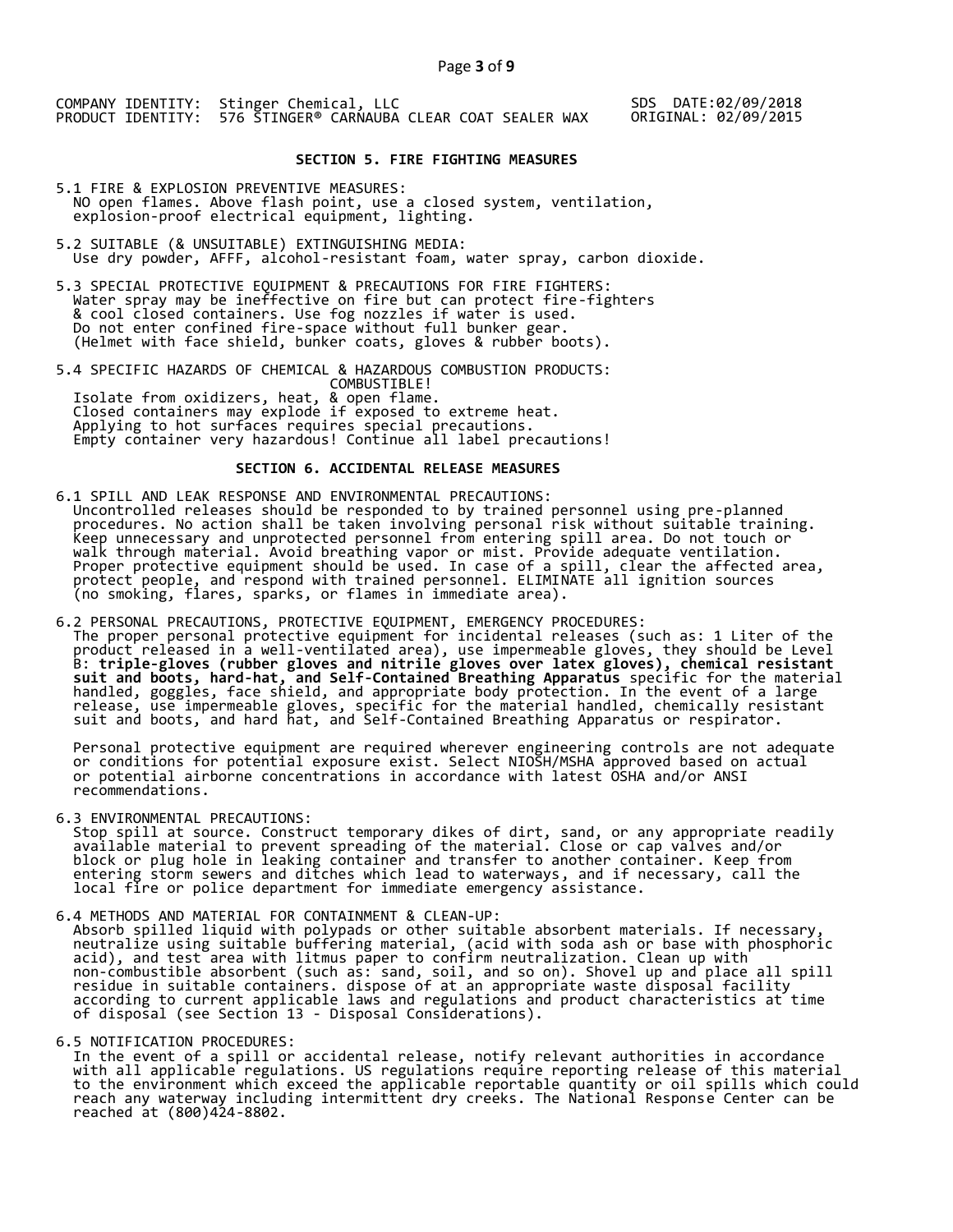COMPANY IDENTITY: Stinger Chemical, LLC
PRODUCT IDENTITY: 576 STINGER® CARNAUBA CLEAR COAT SEALER WAX

SDS DATE:02/09/2018
ORIGINAL: 02/09/2015

## SECTION 5. FIRE FIGHTING MEASURES

5.1 FIRE & EXPLOSION PREVENTIVE MEASURES:
NO open flames. Above flash point, use a closed system, ventilation, explosion-proof electrical equipment, lighting.

5.2 SUITABLE (& UNSUITABLE) EXTINGUISHING MEDIA:
Use dry powder, AFFF, alcohol-resistant foam, water spray, carbon dioxide.

5.3 SPECIAL PROTECTIVE EQUIPMENT & PRECAUTIONS FOR FIRE FIGHTERS:
Water spray may be ineffective on fire but can protect fire-fighters & cool closed containers. Use fog nozzles if water is used. Do not enter confined fire-space without full bunker gear. (Helmet with face shield, bunker coats, gloves & rubber boots).

5.4 SPECIFIC HAZARDS OF CHEMICAL & HAZARDOUS COMBUSTION PRODUCTS:
COMBUSTIBLE!
Isolate from oxidizers, heat, & open flame.
Closed containers may explode if exposed to extreme heat.
Applying to hot surfaces requires special precautions.
Empty container very hazardous! Continue all label precautions!

## SECTION 6. ACCIDENTAL RELEASE MEASURES

6.1 SPILL AND LEAK RESPONSE AND ENVIRONMENTAL PRECAUTIONS:
Uncontrolled releases should be responded to by trained personnel using pre-planned procedures. No action shall be taken involving personal risk without suitable training. Keep unnecessary and unprotected personnel from entering spill area. Do not touch or walk through material. Avoid breathing vapor or mist. Provide adequate ventilation. Proper protective equipment should be used. In case of a spill, clear the affected area, protect people, and respond with trained personnel. ELIMINATE all ignition sources (no smoking, flares, sparks, or flames in immediate area).

6.2 PERSONAL PRECAUTIONS, PROTECTIVE EQUIPMENT, EMERGENCY PROCEDURES:
The proper personal protective equipment for incidental releases (such as: 1 Liter of the product released in a well-ventilated area), use impermeable gloves, they should be Level B: **triple-gloves (rubber gloves and nitrile gloves over latex gloves), chemical resistant suit and boots, hard-hat, and Self-Contained Breathing Apparatus** specific for the material handled, goggles, face shield, and appropriate body protection. In the event of a large release, use impermeable gloves, specific for the material handled, chemically resistant suit and boots, and hard hat, and Self-Contained Breathing Apparatus or respirator.

Personal protective equipment are required wherever engineering controls are not adequate or conditions for potential exposure exist. Select NIOSH/MSHA approved based on actual or potential airborne concentrations in accordance with latest OSHA and/or ANSI recommendations.

6.3 ENVIRONMENTAL PRECAUTIONS:
Stop spill at source. Construct temporary dikes of dirt, sand, or any appropriate readily available material to prevent spreading of the material. Close or cap valves and/or block or plug hole in leaking container and transfer to another container. Keep from entering storm sewers and ditches which lead to waterways, and if necessary, call the local fire or police department for immediate emergency assistance.

6.4 METHODS AND MATERIAL FOR CONTAINMENT & CLEAN-UP:
Absorb spilled liquid with polypads or other suitable absorbent materials. If necessary, neutralize using suitable buffering material, (acid with soda ash or base with phosphoric acid), and test area with litmus paper to confirm neutralization. Clean up with non-combustible absorbent (such as: sand, soil, and so on). Shovel up and place all spill residue in suitable containers. dispose of at an appropriate waste disposal facility according to current applicable laws and regulations and product characteristics at time of disposal (see Section 13 - Disposal Considerations).

6.5 NOTIFICATION PROCEDURES:
In the event of a spill or accidental release, notify relevant authorities in accordance with all applicable regulations. US regulations require reporting release of this material to the environment which exceed the applicable reportable quantity or oil spills which could reach any waterway including intermittent dry creeks. The National Response Center can be reached at (800)424-8802.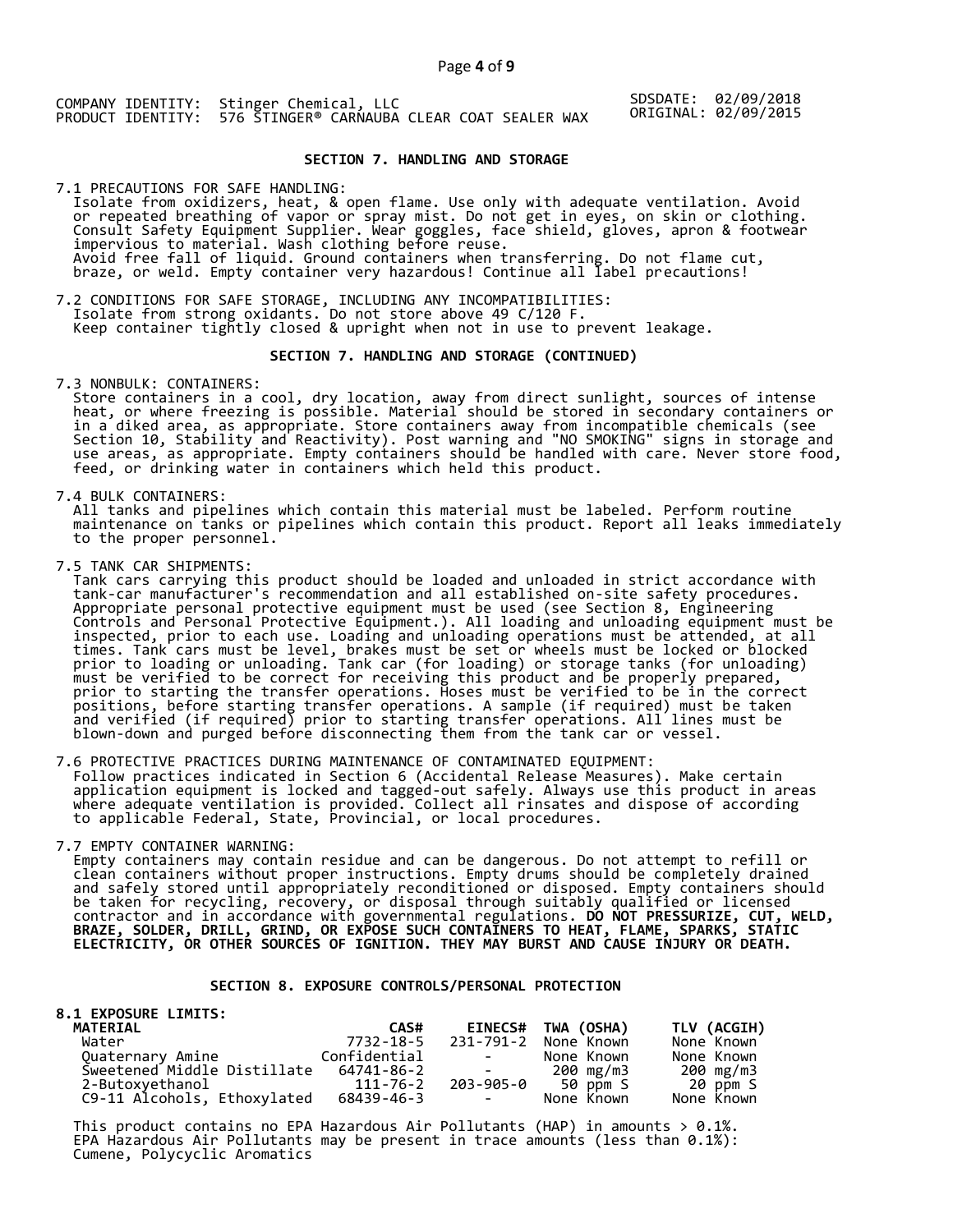COMPANY IDENTITY: Stinger Chemical, LLC
PRODUCT IDENTITY: 576 STINGER® CARNAUBA CLEAR COAT SEALER WAX

SDSDATE: 02/09/2018
ORIGINAL: 02/09/2015

## SECTION 7. HANDLING AND STORAGE

7.1 PRECAUTIONS FOR SAFE HANDLING:
Isolate from oxidizers, heat, & open flame. Use only with adequate ventilation. Avoid or repeated breathing of vapor or spray mist. Do not get in eyes, on skin or clothing. Consult Safety Equipment Supplier. Wear goggles, face shield, gloves, apron & footwear impervious to material. Wash clothing before reuse.
Avoid free fall of liquid. Ground containers when transferring. Do not flame cut, braze, or weld. Empty container very hazardous! Continue all label precautions!

7.2 CONDITIONS FOR SAFE STORAGE, INCLUDING ANY INCOMPATIBILITIES:
Isolate from strong oxidants. Do not store above 49 C/120 F.
Keep container tightly closed & upright when not in use to prevent leakage.

## SECTION 7. HANDLING AND STORAGE (CONTINUED)

7.3 NONBULK: CONTAINERS:
Store containers in a cool, dry location, away from direct sunlight, sources of intense heat, or where freezing is possible. Material should be stored in secondary containers or in a diked area, as appropriate. Store containers away from incompatible chemicals (see Section 10, Stability and Reactivity). Post warning and "NO SMOKING" signs in storage and use areas, as appropriate. Empty containers should be handled with care. Never store food, feed, or drinking water in containers which held this product.

7.4 BULK CONTAINERS:
All tanks and pipelines which contain this material must be labeled. Perform routine maintenance on tanks or pipelines which contain this product. Report all leaks immediately to the proper personnel.

7.5 TANK CAR SHIPMENTS:
Tank cars carrying this product should be loaded and unloaded in strict accordance with tank-car manufacturer's recommendation and all established on-site safety procedures. Appropriate personal protective equipment must be used (see Section 8, Engineering Controls and Personal Protective Equipment.). All loading and unloading equipment must be inspected, prior to each use. Loading and unloading operations must be attended, at all times. Tank cars must be level, brakes must be set or wheels must be locked or blocked prior to loading or unloading. Tank car (for loading) or storage tanks (for unloading) must be verified to be correct for receiving this product and be properly prepared, prior to starting the transfer operations. Hoses must be verified to be in the correct positions, before starting transfer operations. A sample (if required) must be taken and verified (if required) prior to starting transfer operations. All lines must be blown-down and purged before disconnecting them from the tank car or vessel.

7.6 PROTECTIVE PRACTICES DURING MAINTENANCE OF CONTAMINATED EQUIPMENT:
Follow practices indicated in Section 6 (Accidental Release Measures). Make certain application equipment is locked and tagged-out safely. Always use this product in areas where adequate ventilation is provided. Collect all rinsates and dispose of according to applicable Federal, State, Provincial, or local procedures.

7.7 EMPTY CONTAINER WARNING:
Empty containers may contain residue and can be dangerous. Do not attempt to refill or clean containers without proper instructions. Empty drums should be completely drained and safely stored until appropriately reconditioned or disposed. Empty containers should be taken for recycling, recovery, or disposal through suitably qualified or licensed contractor and in accordance with governmental regulations. **DO NOT PRESSURIZE, CUT, WELD, BRAZE, SOLDER, DRILL, GRIND, OR EXPOSE SUCH CONTAINERS TO HEAT, FLAME, SPARKS, STATIC ELECTRICITY, OR OTHER SOURCES OF IGNITION. THEY MAY BURST AND CAUSE INJURY OR DEATH.**

## SECTION 8. EXPOSURE CONTROLS/PERSONAL PROTECTION

**8.1 EXPOSURE LIMITS:**

| MATERIAL | CAS# | EINECS# | TWA (OSHA) | TLV (ACGIH) |
|---|---|---|---|---|
| Water | 7732-18-5 | 231-791-2 | None Known | None Known |
| Quaternary Amine | Confidential | - | None Known | None Known |
| Sweetened Middle Distillate | 64741-86-2 | - | 200 mg/m3 | 200 mg/m3 |
| 2-Butoxyethanol | 111-76-2 | 203-905-0 | 50 ppm S | 20 ppm S |
| C9-11 Alcohols, Ethoxylated | 68439-46-3 | - | None Known | None Known |

This product contains no EPA Hazardous Air Pollutants (HAP) in amounts > 0.1%.
EPA Hazardous Air Pollutants may be present in trace amounts (less than 0.1%):
Cumene, Polycyclic Aromatics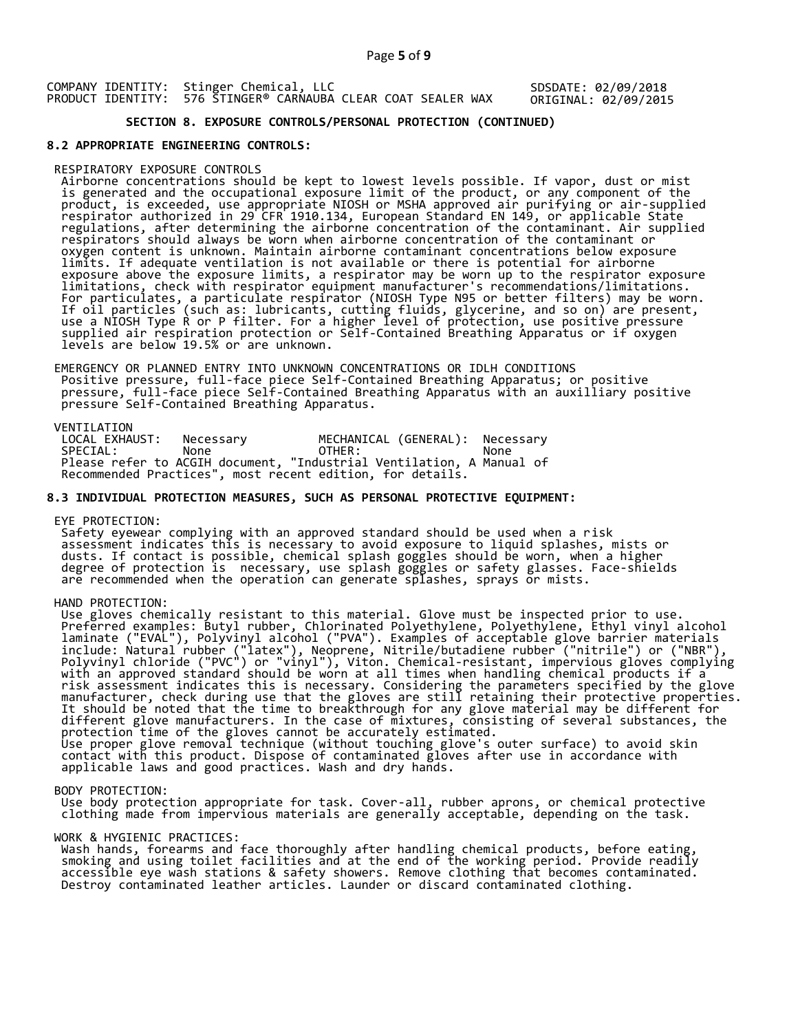COMPANY IDENTITY: Stinger Chemical, LLC
PRODUCT IDENTITY: 576 STINGER® CARNAUBA CLEAR COAT SEALER WAX

SDSDATE: 02/09/2018
ORIGINAL: 02/09/2015

## SECTION 8. EXPOSURE CONTROLS/PERSONAL PROTECTION (CONTINUED)

### 8.2 APPROPRIATE ENGINEERING CONTROLS:

RESPIRATORY EXPOSURE CONTROLS

Airborne concentrations should be kept to lowest levels possible. If vapor, dust or mist is generated and the occupational exposure limit of the product, or any component of the product, is exceeded, use appropriate NIOSH or MSHA approved air purifying or air-supplied respirator authorized in 29 CFR 1910.134, European Standard EN 149, or applicable State regulations, after determining the airborne concentration of the contaminant. Air supplied respirators should always be worn when airborne concentration of the contaminant or oxygen content is unknown. Maintain airborne contaminant concentrations below exposure limits. If adequate ventilation is not available or there is potential for airborne exposure above the exposure limits, a respirator may be worn up to the respirator exposure limitations, check with respirator equipment manufacturer's recommendations/limitations. For particulates, a particulate respirator (NIOSH Type N95 or better filters) may be worn. If oil particles (such as: lubricants, cutting fluids, glycerine, and so on) are present, use a NIOSH Type R or P filter. For a higher level of protection, use positive pressure supplied air respiration protection or Self-Contained Breathing Apparatus or if oxygen levels are below 19.5% or are unknown.

EMERGENCY OR PLANNED ENTRY INTO UNKNOWN CONCENTRATIONS OR IDLH CONDITIONS

Positive pressure, full-face piece Self-Contained Breathing Apparatus; or positive pressure, full-face piece Self-Contained Breathing Apparatus with an auxilliary positive pressure Self-Contained Breathing Apparatus.

VENTILATION

| | | | |
|---|---|---|---|
| LOCAL EXHAUST: | Necessary | MECHANICAL (GENERAL): | Necessary |
| SPECIAL: | None | OTHER: | None |

Please refer to ACGIH document, "Industrial Ventilation, A Manual of Recommended Practices", most recent edition, for details.

### 8.3 INDIVIDUAL PROTECTION MEASURES, SUCH AS PERSONAL PROTECTIVE EQUIPMENT:

EYE PROTECTION:

Safety eyewear complying with an approved standard should be used when a risk assessment indicates this is necessary to avoid exposure to liquid splashes, mists or dusts. If contact is possible, chemical splash goggles should be worn, when a higher degree of protection is necessary, use splash goggles or safety glasses. Face-shields are recommended when the operation can generate splashes, sprays or mists.

HAND PROTECTION:

Use gloves chemically resistant to this material. Glove must be inspected prior to use. Preferred examples: Butyl rubber, Chlorinated Polyethylene, Polyethylene, Ethyl vinyl alcohol laminate ("EVAL"), Polyvinyl alcohol ("PVA"). Examples of acceptable glove barrier materials include: Natural rubber ("latex"), Neoprene, Nitrile/butadiene rubber ("nitrile") or ("NBR"), Polyvinyl chloride ("PVC") or "vinyl"), Viton. Chemical-resistant, impervious gloves complying with an approved standard should be worn at all times when handling chemical products if a risk assessment indicates this is necessary. Considering the parameters specified by the glove manufacturer, check during use that the gloves are still retaining their protective properties. It should be noted that the time to breakthrough for any glove material may be different for different glove manufacturers. In the case of mixtures, consisting of several substances, the protection time of the gloves cannot be accurately estimated.
Use proper glove removal technique (without touching glove's outer surface) to avoid skin contact with this product. Dispose of contaminated gloves after use in accordance with applicable laws and good practices. Wash and dry hands.

BODY PROTECTION:

Use body protection appropriate for task. Cover-all, rubber aprons, or chemical protective clothing made from impervious materials are generally acceptable, depending on the task.

WORK & HYGIENIC PRACTICES:

Wash hands, forearms and face thoroughly after handling chemical products, before eating, smoking and using toilet facilities and at the end of the working period. Provide readily accessible eye wash stations & safety showers. Remove clothing that becomes contaminated. Destroy contaminated leather articles. Launder or discard contaminated clothing.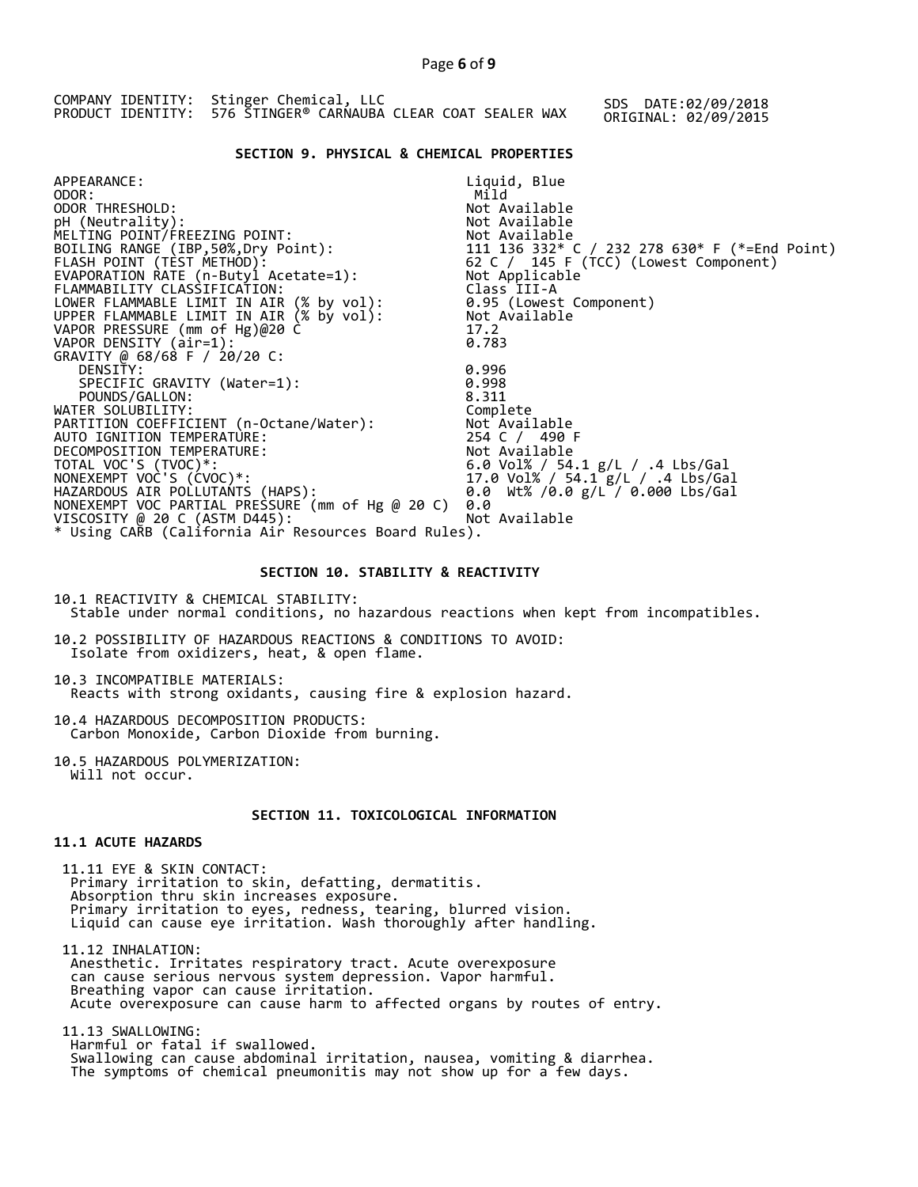COMPANY IDENTITY: Stinger Chemical, LLC
PRODUCT IDENTITY: 576 STINGER® CARNAUBA CLEAR COAT SEALER WAX

SDS DATE:02/09/2018
ORIGINAL: 02/09/2015

## SECTION 9. PHYSICAL & CHEMICAL PROPERTIES

| Property | Value |
|---|---|
| APPEARANCE: | Liquid, Blue |
| ODOR: | Mild |
| ODOR THRESHOLD: | Not Available |
| pH (Neutrality): | Not Available |
| MELTING POINT/FREEZING POINT: | Not Available |
| BOILING RANGE (IBP,50%,Dry Point): | 111 136 332* C / 232 278 630* F (*=End Point) |
| FLASH POINT (TEST METHOD): | 62 C / 145 F (TCC) (Lowest Component) |
| EVAPORATION RATE (n-Butyl Acetate=1): | Not Applicable |
| FLAMMABILITY CLASSIFICATION: | Class III-A |
| LOWER FLAMMABLE LIMIT IN AIR (% by vol): | 0.95 (Lowest Component) |
| UPPER FLAMMABLE LIMIT IN AIR (% by vol): | Not Available |
| VAPOR PRESSURE (mm of Hg)@20 C | 17.2 |
| VAPOR DENSITY (air=1): | 0.783 |
| GRAVITY @ 68/68 F / 20/20 C: | |
| DENSITY: | 0.996 |
| SPECIFIC GRAVITY (Water=1): | 0.998 |
| POUNDS/GALLON: | 8.311 |
| WATER SOLUBILITY: | Complete |
| PARTITION COEFFICIENT (n-Octane/Water): | Not Available |
| AUTO IGNITION TEMPERATURE: | 254 C / 490 F |
| DECOMPOSITION TEMPERATURE: | Not Available |
| TOTAL VOC'S (TVOC)*: | 6.0 Vol% / 54.1 g/L / .4 Lbs/Gal |
| NONEXEMPT VOC'S (CVOC)*: | 17.0 Vol% / 54.1 g/L / .4 Lbs/Gal |
| HAZARDOUS AIR POLLUTANTS (HAPS): | 0.0 Wt% /0.0 g/L / 0.000 Lbs/Gal |
| NONEXEMPT VOC PARTIAL PRESSURE (mm of Hg @ 20 C) | 0.0 |
| VISCOSITY @ 20 C (ASTM D445): | Not Available |

* Using CARB (California Air Resources Board Rules).

## SECTION 10. STABILITY & REACTIVITY

10.1 REACTIVITY & CHEMICAL STABILITY:
Stable under normal conditions, no hazardous reactions when kept from incompatibles.

10.2 POSSIBILITY OF HAZARDOUS REACTIONS & CONDITIONS TO AVOID:
Isolate from oxidizers, heat, & open flame.

10.3 INCOMPATIBLE MATERIALS:
Reacts with strong oxidants, causing fire & explosion hazard.

10.4 HAZARDOUS DECOMPOSITION PRODUCTS:
Carbon Monoxide, Carbon Dioxide from burning.

10.5 HAZARDOUS POLYMERIZATION:
Will not occur.

## SECTION 11. TOXICOLOGICAL INFORMATION

### 11.1 ACUTE HAZARDS

11.11 EYE & SKIN CONTACT:
Primary irritation to skin, defatting, dermatitis.
Absorption thru skin increases exposure.
Primary irritation to eyes, redness, tearing, blurred vision.
Liquid can cause eye irritation. Wash thoroughly after handling.

11.12 INHALATION:
Anesthetic. Irritates respiratory tract. Acute overexposure can cause serious nervous system depression. Vapor harmful.
Breathing vapor can cause irritation.
Acute overexposure can cause harm to affected organs by routes of entry.

11.13 SWALLOWING:
Harmful or fatal if swallowed.
Swallowing can cause abdominal irritation, nausea, vomiting & diarrhea.
The symptoms of chemical pneumonitis may not show up for a few days.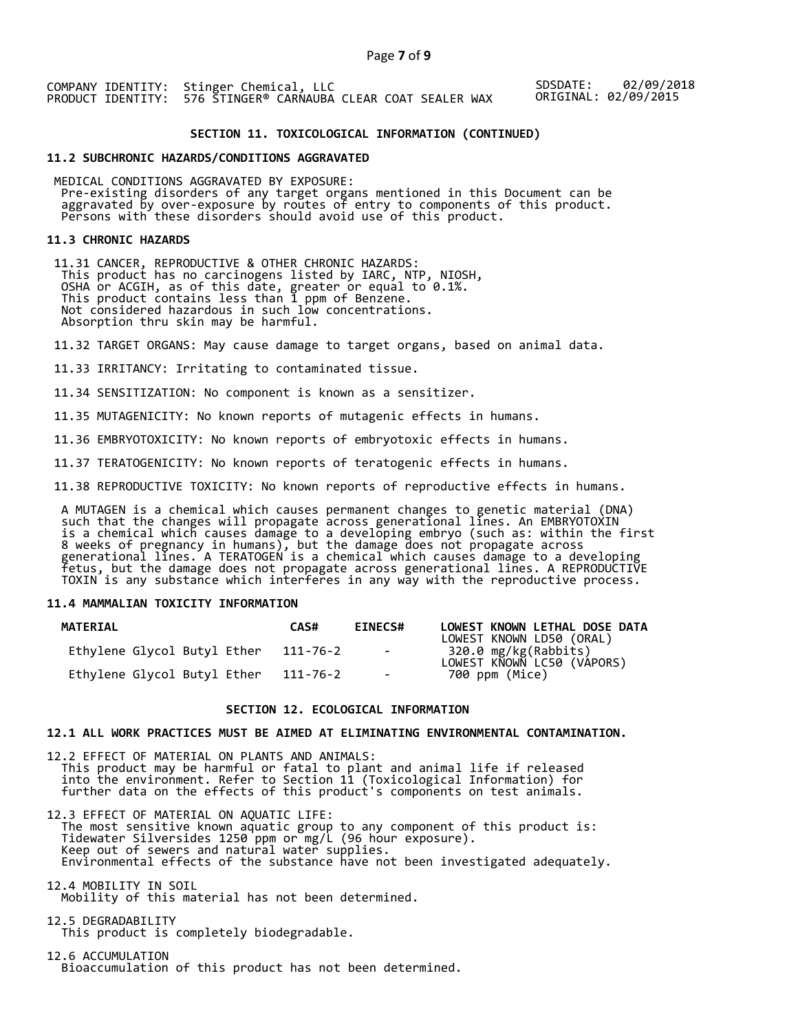COMPANY IDENTITY: Stinger Chemical, LLC
PRODUCT IDENTITY: 576 STINGER® CARNAUBA CLEAR COAT SEALER WAX

SDSDATE: 02/09/2018
ORIGINAL: 02/09/2015

## SECTION 11. TOXICOLOGICAL INFORMATION (CONTINUED)

### 11.2 SUBCHRONIC HAZARDS/CONDITIONS AGGRAVATED

MEDICAL CONDITIONS AGGRAVATED BY EXPOSURE:
Pre-existing disorders of any target organs mentioned in this Document can be aggravated by over-exposure by routes of entry to components of this product. Persons with these disorders should avoid use of this product.

### 11.3 CHRONIC HAZARDS

11.31 CANCER, REPRODUCTIVE & OTHER CHRONIC HAZARDS:
This product has no carcinogens listed by IARC, NTP, NIOSH, OSHA or ACGIH, as of this date, greater or equal to 0.1%.
This product contains less than 1 ppm of Benzene.
Not considered hazardous in such low concentrations.
Absorption thru skin may be harmful.

11.32 TARGET ORGANS: May cause damage to target organs, based on animal data.

11.33 IRRITANCY: Irritating to contaminated tissue.

11.34 SENSITIZATION: No component is known as a sensitizer.

11.35 MUTAGENICITY: No known reports of mutagenic effects in humans.

11.36 EMBRYOTOXICITY: No known reports of embryotoxic effects in humans.

11.37 TERATOGENICITY: No known reports of teratogenic effects in humans.

11.38 REPRODUCTIVE TOXICITY: No known reports of reproductive effects in humans.

A MUTAGEN is a chemical which causes permanent changes to genetic material (DNA) such that the changes will propagate across generational lines. An EMBRYOTOXIN is a chemical which causes damage to a developing embryo (such as: within the first 8 weeks of pregnancy in humans), but the damage does not propagate across generational lines. A TERATOGEN is a chemical which causes damage to a developing fetus, but the damage does not propagate across generational lines. A REPRODUCTIVE TOXIN is any substance which interferes in any way with the reproductive process.

### 11.4 MAMMALIAN TOXICITY INFORMATION

| MATERIAL | CAS# | EINECS# | LOWEST KNOWN LETHAL DOSE DATA |
|---|---|---|---|
| Ethylene Glycol Butyl Ether | 111-76-2 | - | LOWEST KNOWN LD50 (ORAL) 320.0 mg/kg(Rabbits) |
| Ethylene Glycol Butyl Ether | 111-76-2 | - | LOWEST KNOWN LC50 (VAPORS) 700 ppm (Mice) |

## SECTION 12. ECOLOGICAL INFORMATION

### 12.1 ALL WORK PRACTICES MUST BE AIMED AT ELIMINATING ENVIRONMENTAL CONTAMINATION.

12.2 EFFECT OF MATERIAL ON PLANTS AND ANIMALS:
This product may be harmful or fatal to plant and animal life if released into the environment. Refer to Section 11 (Toxicological Information) for further data on the effects of this product's components on test animals.

12.3 EFFECT OF MATERIAL ON AQUATIC LIFE:
The most sensitive known aquatic group to any component of this product is:
Tidewater Silversides 1250 ppm or mg/L (96 hour exposure).
Keep out of sewers and natural water supplies.
Environmental effects of the substance have not been investigated adequately.

12.4 MOBILITY IN SOIL
Mobility of this material has not been determined.

12.5 DEGRADABILITY
This product is completely biodegradable.

12.6 ACCUMULATION
Bioaccumulation of this product has not been determined.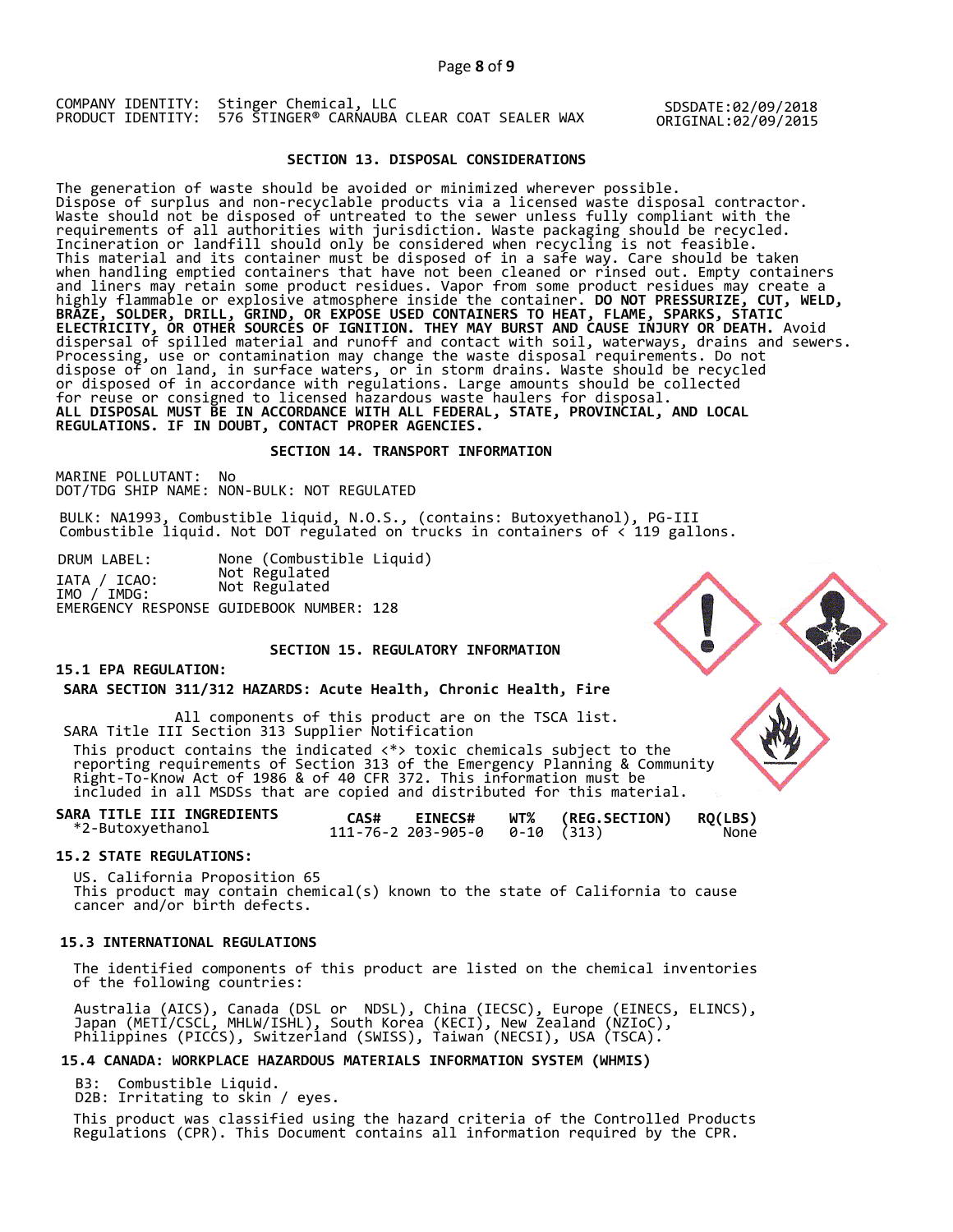COMPANY IDENTITY: Stinger Chemical, LLC
PRODUCT IDENTITY: 576 STINGER® CARNAUBA CLEAR COAT SEALER WAX

SDSDATE:02/09/2018
ORIGINAL:02/09/2015

## SECTION 13. DISPOSAL CONSIDERATIONS

The generation of waste should be avoided or minimized wherever possible. Dispose of surplus and non-recyclable products via a licensed waste disposal contractor. Waste should not be disposed of untreated to the sewer unless fully compliant with the requirements of all authorities with jurisdiction. Waste packaging should be recycled. Incineration or landfill should only be considered when recycling is not feasible. This material and its container must be disposed of in a safe way. Care should be taken when handling emptied containers that have not been cleaned or rinsed out. Empty containers and liners may retain some product residues. Vapor from some product residues may create a highly flammable or explosive atmosphere inside the container. **DO NOT PRESSURIZE, CUT, WELD, BRAZE, SOLDER, DRILL, GRIND, OR EXPOSE USED CONTAINERS TO HEAT, FLAME, SPARKS, STATIC ELECTRICITY, OR OTHER SOURCES OF IGNITION. THEY MAY BURST AND CAUSE INJURY OR DEATH.** Avoid dispersal of spilled material and runoff and contact with soil, waterways, drains and sewers. Processing, use or contamination may change the waste disposal requirements. Do not dispose of on land, in surface waters, or in storm drains. Waste should be recycled or disposed of in accordance with regulations. Large amounts should be collected for reuse or consigned to licensed hazardous waste haulers for disposal.
**ALL DISPOSAL MUST BE IN ACCORDANCE WITH ALL FEDERAL, STATE, PROVINCIAL, AND LOCAL REGULATIONS. IF IN DOUBT, CONTACT PROPER AGENCIES.**

## SECTION 14. TRANSPORT INFORMATION

MARINE POLLUTANT: No
DOT/TDG SHIP NAME: NON-BULK: NOT REGULATED

BULK: NA1993, Combustible liquid, N.O.S., (contains: Butoxyethanol), PG-III
Combustible liquid. Not DOT regulated on trucks in containers of < 119 gallons.

DRUM LABEL: None (Combustible Liquid)
IATA / ICAO: Not Regulated
IMO / IMDG: Not Regulated
EMERGENCY RESPONSE GUIDEBOOK NUMBER: 128

## SECTION 15. REGULATORY INFORMATION

### 15.1 EPA REGULATION:

**SARA SECTION 311/312 HAZARDS: Acute Health, Chronic Health, Fire**

All components of this product are on the TSCA list.
SARA Title III Section 313 Supplier Notification

This product contains the indicated <*> toxic chemicals subject to the reporting requirements of Section 313 of the Emergency Planning & Community Right-To-Know Act of 1986 & of 40 CFR 372. This information must be included in all MSDSs that are copied and distributed for this material.

| SARA TITLE III INGREDIENTS | CAS# | EINECS# | WT% | (REG.SECTION) | RQ(LBS) |
|---|---|---|---|---|---|
| *2-Butoxyethanol | 111-76-2 | 203-905-0 | 0-10 | (313) | None |

### 15.2 STATE REGULATIONS:

US. California Proposition 65
This product may contain chemical(s) known to the state of California to cause cancer and/or birth defects.

### 15.3 INTERNATIONAL REGULATIONS

The identified components of this product are listed on the chemical inventories of the following countries:

Australia (AICS), Canada (DSL or NDSL), China (IECSC), Europe (EINECS, ELINCS), Japan (METI/CSCL, MHLW/ISHL), South Korea (KECI), New Zealand (NZIoC), Philippines (PICCS), Switzerland (SWISS), Taiwan (NECSI), USA (TSCA).

### 15.4 CANADA: WORKPLACE HAZARDOUS MATERIALS INFORMATION SYSTEM (WHMIS)

B3: Combustible Liquid.
D2B: Irritating to skin / eyes.

This product was classified using the hazard criteria of the Controlled Products Regulations (CPR). This Document contains all information required by the CPR.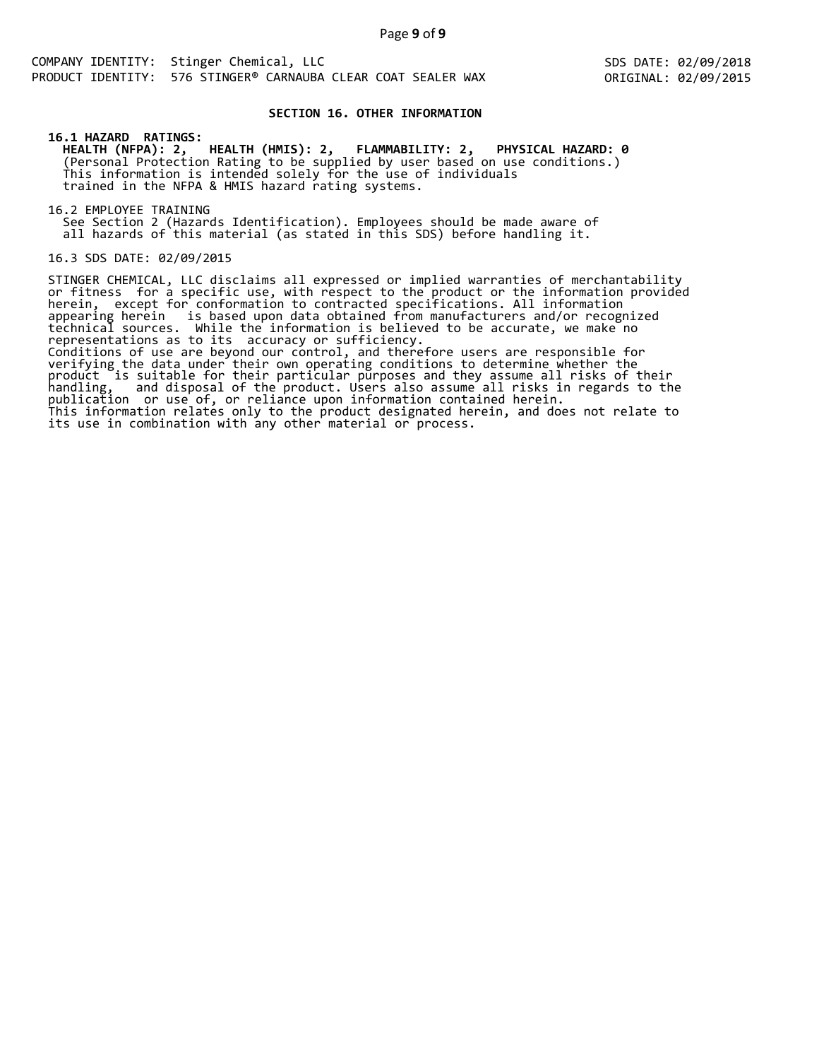### SECTION 16. OTHER INFORMATION

**16.1 HAZARD RATINGS:**

**HEALTH (NFPA): 2, HEALTH (HMIS): 2, FLAMMABILITY: 2, PHYSICAL HAZARD: 0**

(Personal Protection Rating to be supplied by user based on use conditions.)
This information is intended solely for the use of individuals trained in the NFPA & HMIS hazard rating systems.

16.2 EMPLOYEE TRAINING

See Section 2 (Hazards Identification). Employees should be made aware of all hazards of this material (as stated in this SDS) before handling it.

16.3 SDS DATE: 02/09/2015

STINGER CHEMICAL, LLC disclaims all expressed or implied warranties of merchantability or fitness for a specific use, with respect to the product or the information provided herein, except for conformation to contracted specifications. All information appearing herein is based upon data obtained from manufacturers and/or recognized technical sources. While the information is believed to be accurate, we make no representations as to its accuracy or sufficiency.
Conditions of use are beyond our control, and therefore users are responsible for verifying the data under their own operating conditions to determine whether the product is suitable for their particular purposes and they assume all risks of their handling, and disposal of the product. Users also assume all risks in regards to the publication or use of, or reliance upon information contained herein.
This information relates only to the product designated herein, and does not relate to its use in combination with any other material or process.